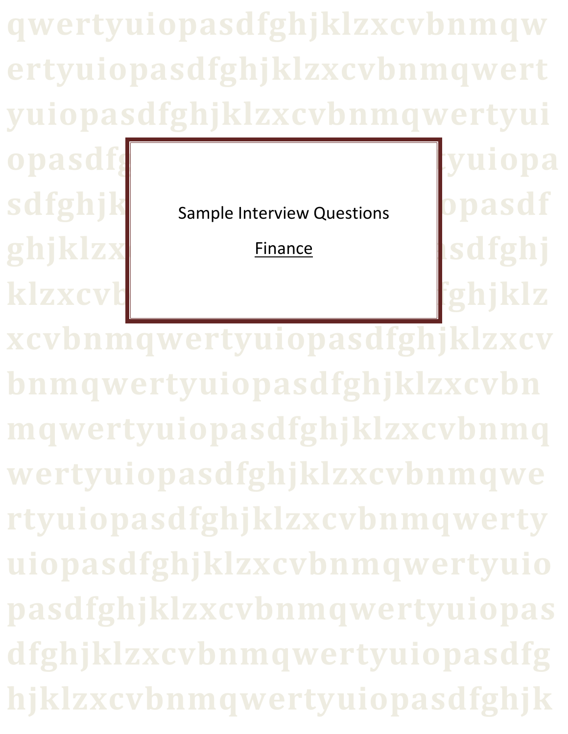# Sample Interview Questions

## Finance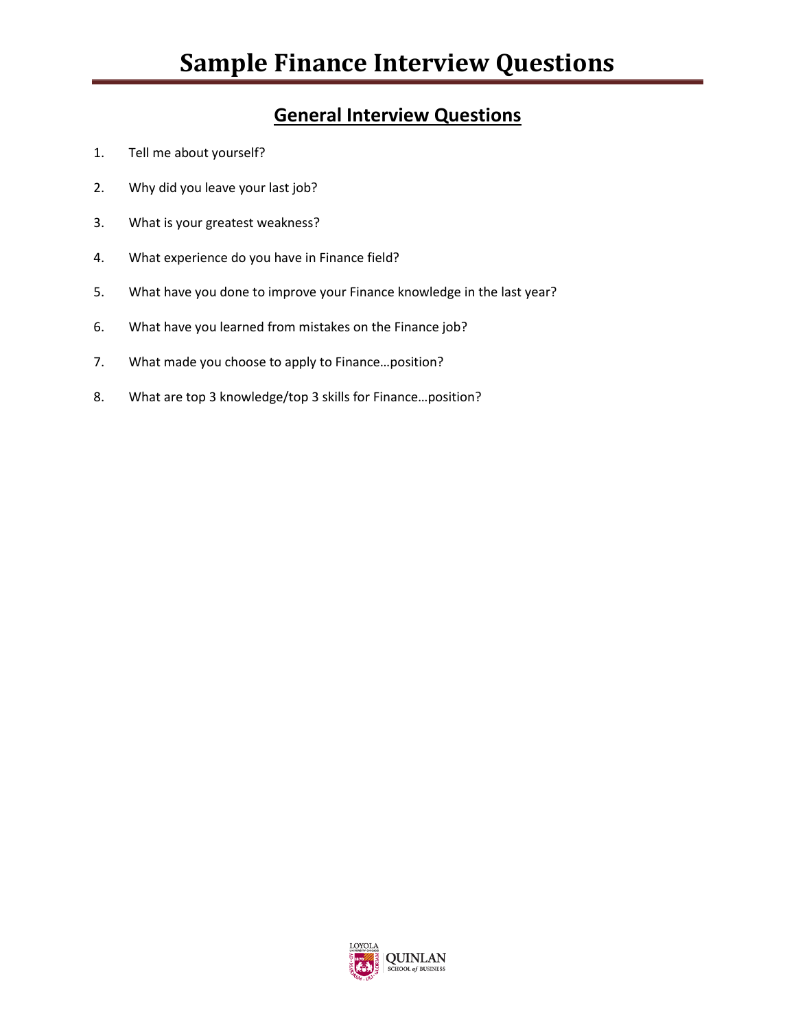# Sample Finance Interview Questions

## General Interview Questions

1. Tell me about yourself?
2. Why did you leave your last job?
3. What is your greatest weakness?
4. What experience do you have in Finance field?
5. What have you done to improve your Finance knowledge in the last year?
6. What have you learned from mistakes on the Finance job?
7. What made you choose to apply to Finance…position?
8. What are top 3 knowledge/top 3 skills for Finance…position?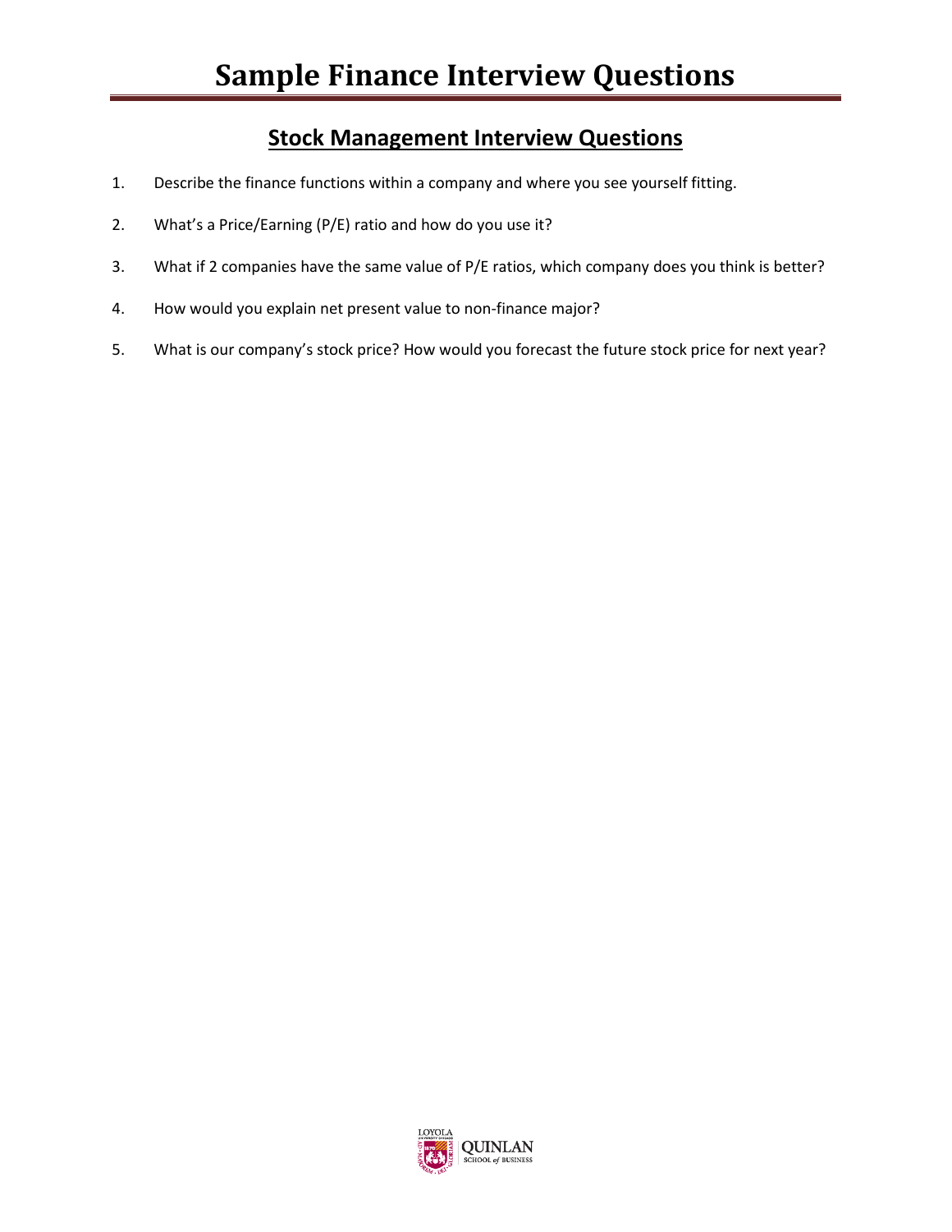# Sample Finance Interview Questions

## Stock Management Interview Questions

1. Describe the finance functions within a company and where you see yourself fitting.
2. What's a Price/Earning (P/E) ratio and how do you use it?
3. What if 2 companies have the same value of P/E ratios, which company does you think is better?
4. How would you explain net present value to non-finance major?
5. What is our company's stock price? How would you forecast the future stock price for next year?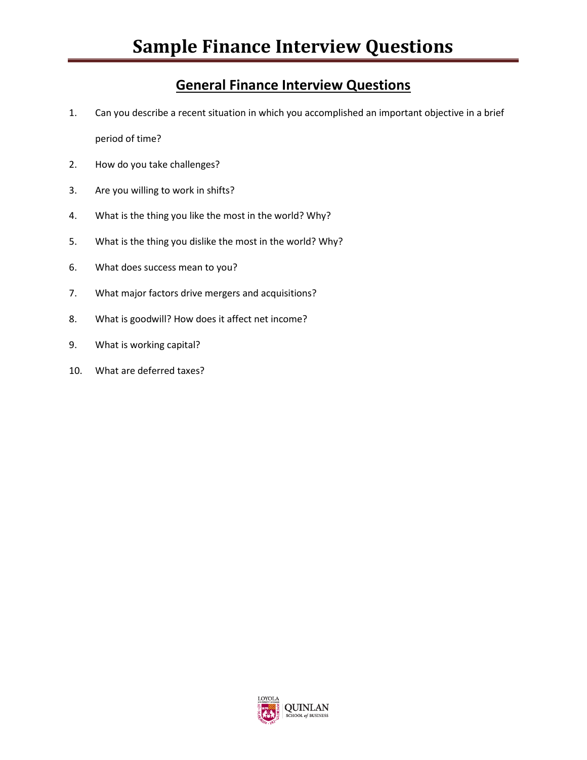# Sample Finance Interview Questions

## General Finance Interview Questions

1. Can you describe a recent situation in which you accomplished an important objective in a brief period of time?
2. How do you take challenges?
3. Are you willing to work in shifts?
4. What is the thing you like the most in the world? Why?
5. What is the thing you dislike the most in the world? Why?
6. What does success mean to you?
7. What major factors drive mergers and acquisitions?
8. What is goodwill? How does it affect net income?
9. What is working capital?
10. What are deferred taxes?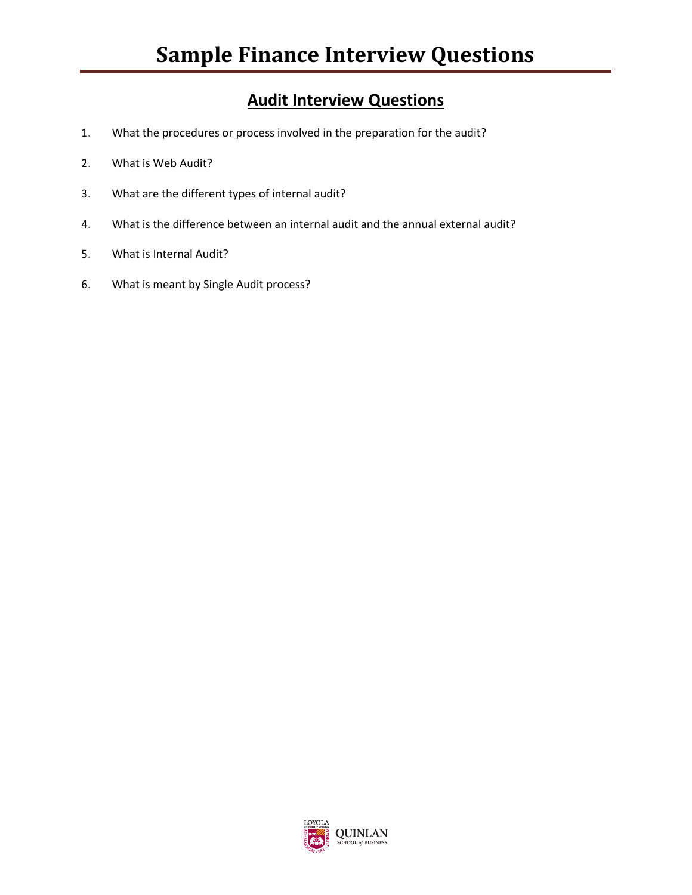# Sample Finance Interview Questions

## Audit Interview Questions

1. What the procedures or process involved in the preparation for the audit?
2. What is Web Audit?
3. What are the different types of internal audit?
4. What is the difference between an internal audit and the annual external audit?
5. What is Internal Audit?
6. What is meant by Single Audit process?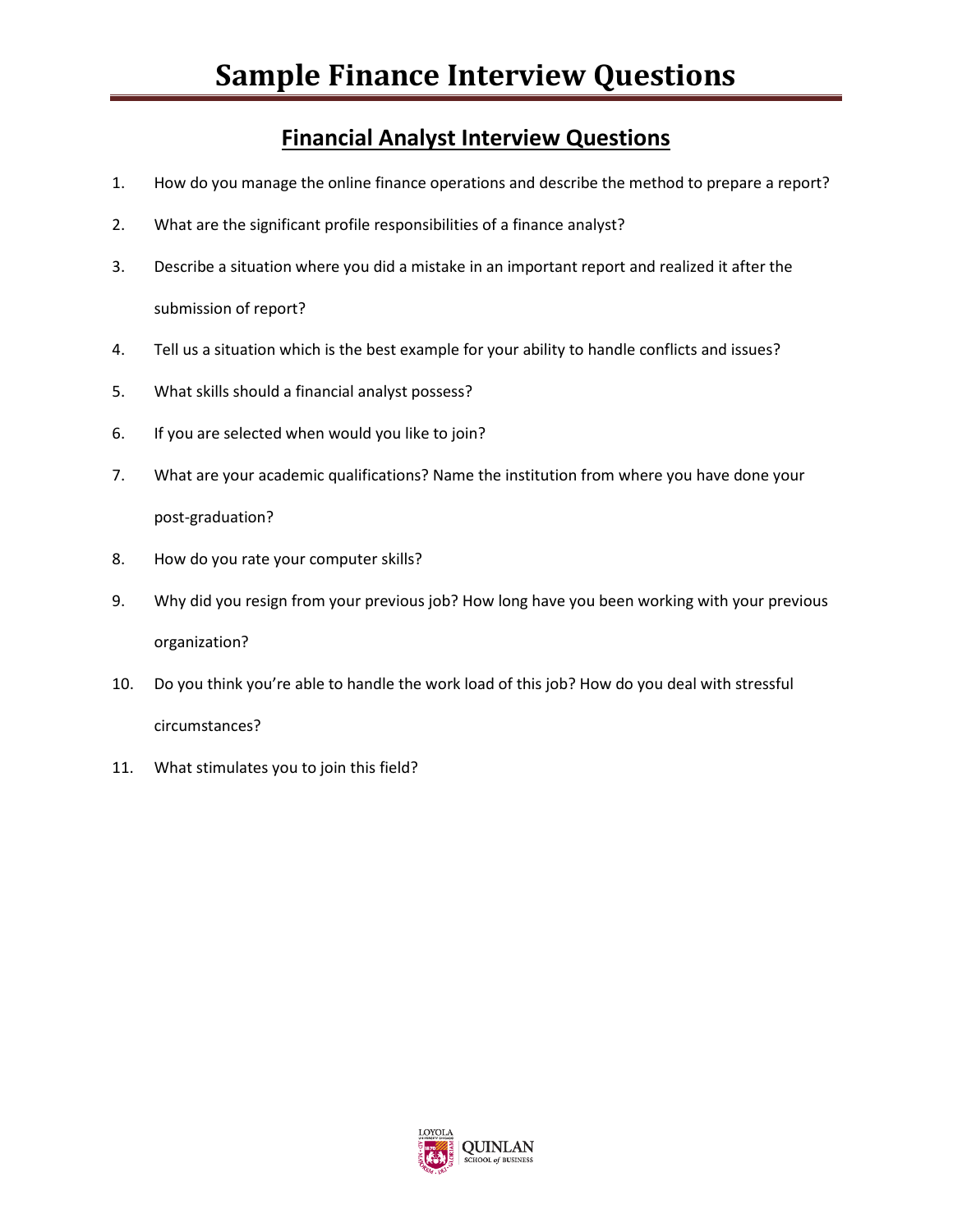# Sample Finance Interview Questions

## Financial Analyst Interview Questions

1. How do you manage the online finance operations and describe the method to prepare a report?
2. What are the significant profile responsibilities of a finance analyst?
3. Describe a situation where you did a mistake in an important report and realized it after the submission of report?
4. Tell us a situation which is the best example for your ability to handle conflicts and issues?
5. What skills should a financial analyst possess?
6. If you are selected when would you like to join?
7. What are your academic qualifications? Name the institution from where you have done your post-graduation?
8. How do you rate your computer skills?
9. Why did you resign from your previous job? How long have you been working with your previous organization?
10. Do you think you're able to handle the work load of this job? How do you deal with stressful circumstances?
11. What stimulates you to join this field?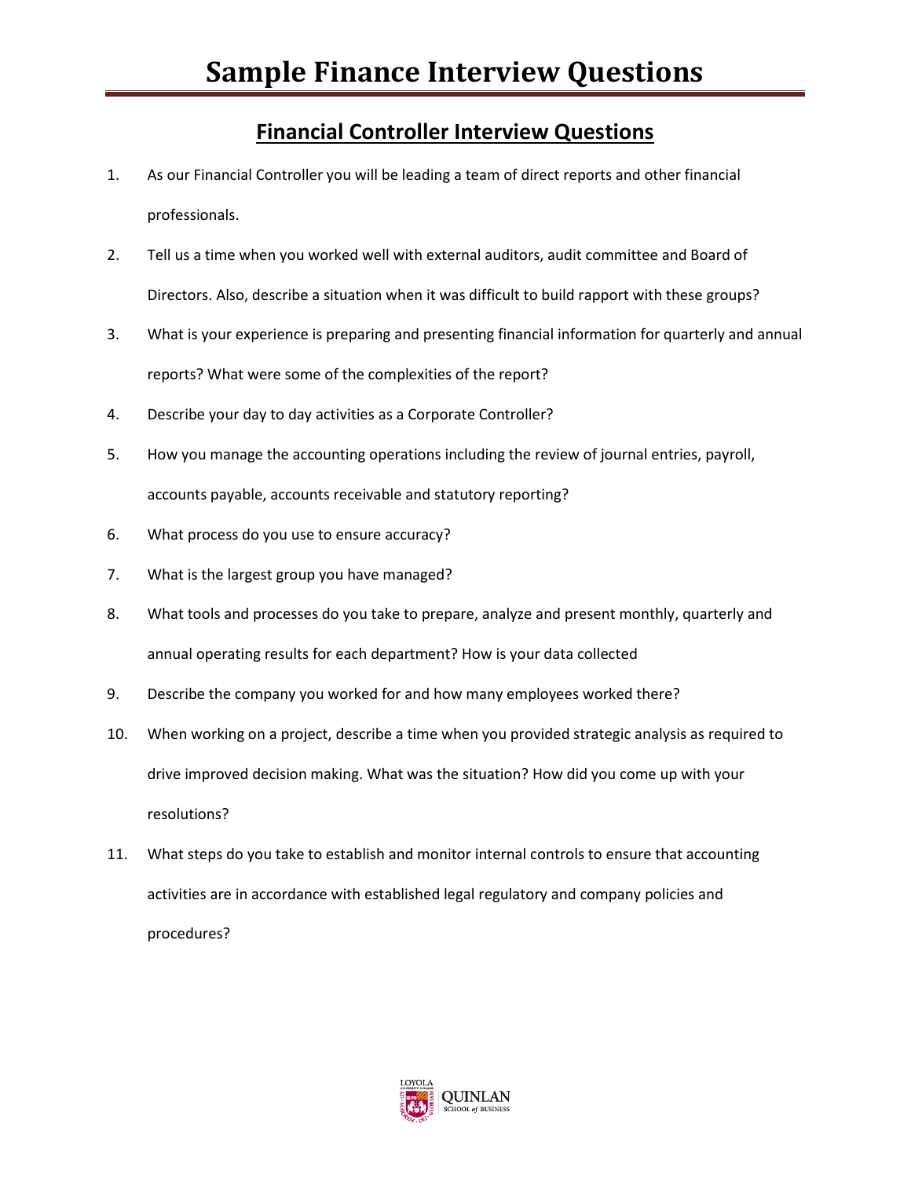# Sample Finance Interview Questions

## Financial Controller Interview Questions

1. As our Financial Controller you will be leading a team of direct reports and other financial professionals.
2. Tell us a time when you worked well with external auditors, audit committee and Board of Directors. Also, describe a situation when it was difficult to build rapport with these groups?
3. What is your experience is preparing and presenting financial information for quarterly and annual reports? What were some of the complexities of the report?
4. Describe your day to day activities as a Corporate Controller?
5. How you manage the accounting operations including the review of journal entries, payroll, accounts payable, accounts receivable and statutory reporting?
6. What process do you use to ensure accuracy?
7. What is the largest group you have managed?
8. What tools and processes do you take to prepare, analyze and present monthly, quarterly and annual operating results for each department? How is your data collected
9. Describe the company you worked for and how many employees worked there?
10. When working on a project, describe a time when you provided strategic analysis as required to drive improved decision making. What was the situation? How did you come up with your resolutions?
11. What steps do you take to establish and monitor internal controls to ensure that accounting activities are in accordance with established legal regulatory and company policies and procedures?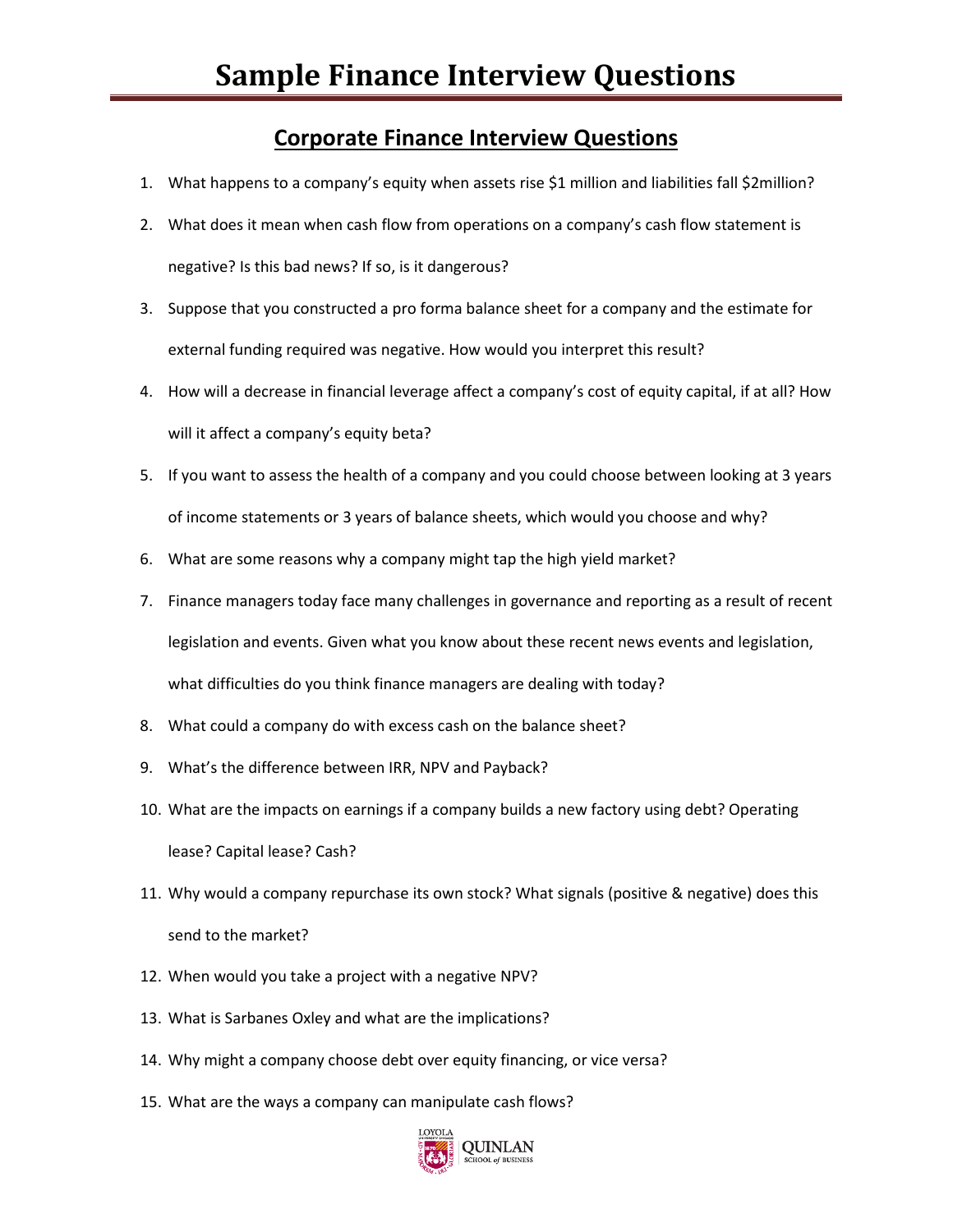# Sample Finance Interview Questions

## Corporate Finance Interview Questions

1. What happens to a company's equity when assets rise $1 million and liabilities fall $2million?
2. What does it mean when cash flow from operations on a company's cash flow statement is negative? Is this bad news? If so, is it dangerous?
3. Suppose that you constructed a pro forma balance sheet for a company and the estimate for external funding required was negative. How would you interpret this result?
4. How will a decrease in financial leverage affect a company's cost of equity capital, if at all? How will it affect a company's equity beta?
5. If you want to assess the health of a company and you could choose between looking at 3 years of income statements or 3 years of balance sheets, which would you choose and why?
6. What are some reasons why a company might tap the high yield market?
7. Finance managers today face many challenges in governance and reporting as a result of recent legislation and events. Given what you know about these recent news events and legislation, what difficulties do you think finance managers are dealing with today?
8. What could a company do with excess cash on the balance sheet?
9. What's the difference between IRR, NPV and Payback?
10. What are the impacts on earnings if a company builds a new factory using debt? Operating lease? Capital lease? Cash?
11. Why would a company repurchase its own stock? What signals (positive & negative) does this send to the market?
12. When would you take a project with a negative NPV?
13. What is Sarbanes Oxley and what are the implications?
14. Why might a company choose debt over equity financing, or vice versa?
15. What are the ways a company can manipulate cash flows?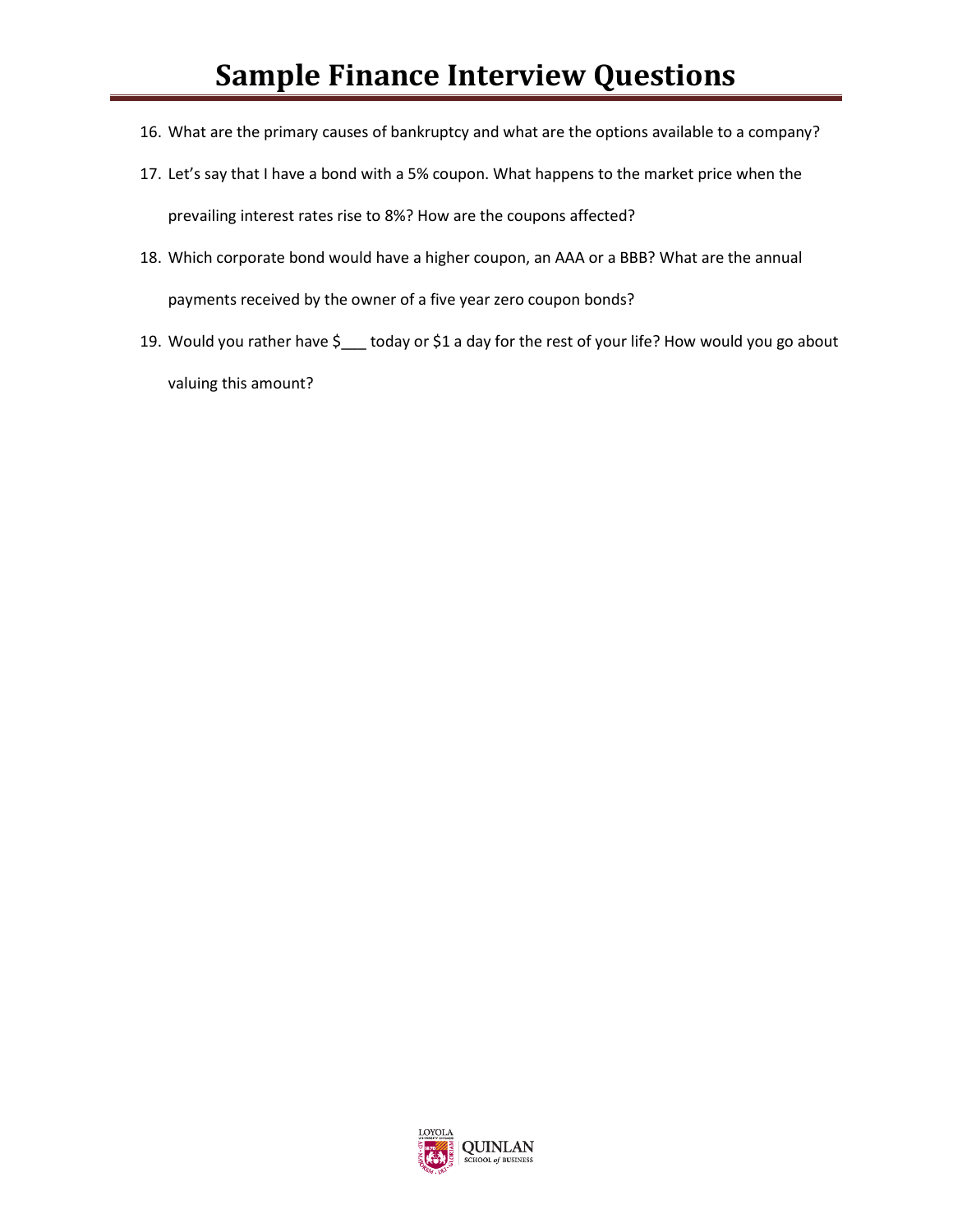16. What are the primary causes of bankruptcy and what are the options available to a company?
17. Let's say that I have a bond with a 5% coupon. What happens to the market price when the prevailing interest rates rise to 8%? How are the coupons affected?
18. Which corporate bond would have a higher coupon, an AAA or a BBB? What are the annual payments received by the owner of a five year zero coupon bonds?
19. Would you rather have $___ today or $1 a day for the rest of your life? How would you go about valuing this amount?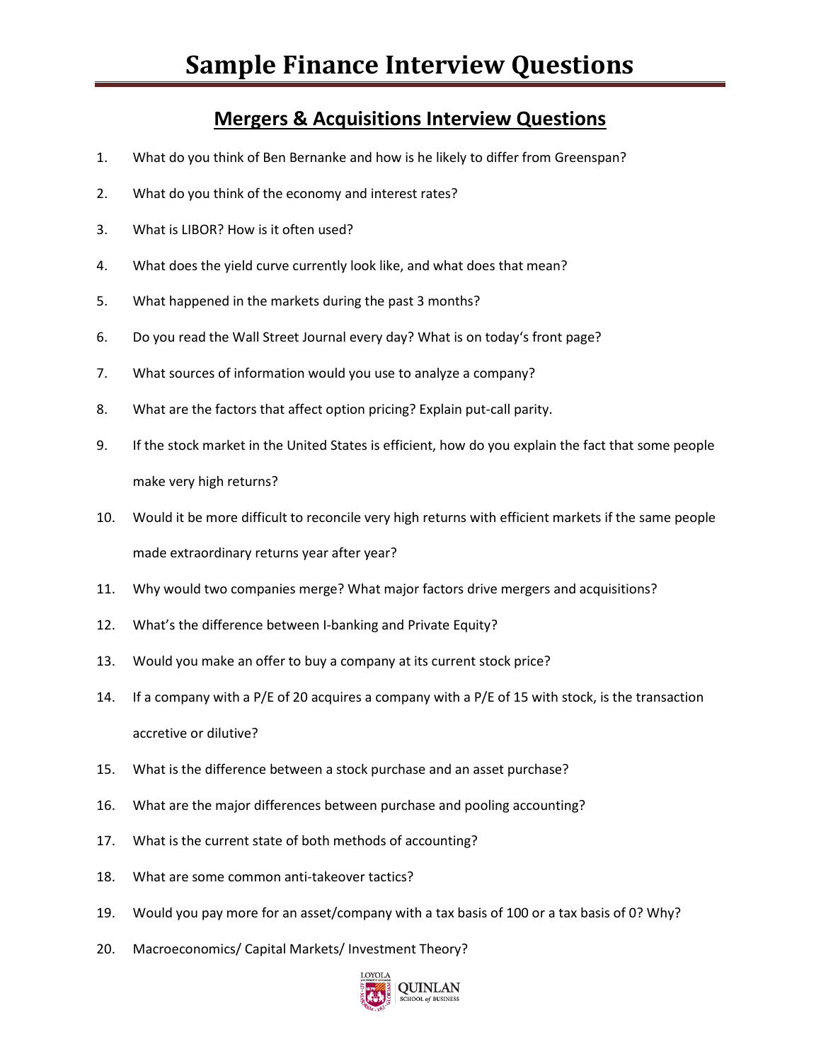# Sample Finance Interview Questions

## Mergers & Acquisitions Interview Questions

1. What do you think of Ben Bernanke and how is he likely to differ from Greenspan?
2. What do you think of the economy and interest rates?
3. What is LIBOR? How is it often used?
4. What does the yield curve currently look like, and what does that mean?
5. What happened in the markets during the past 3 months?
6. Do you read the Wall Street Journal every day? What is on today's front page?
7. What sources of information would you use to analyze a company?
8. What are the factors that affect option pricing? Explain put-call parity.
9. If the stock market in the United States is efficient, how do you explain the fact that some people make very high returns?
10. Would it be more difficult to reconcile very high returns with efficient markets if the same people made extraordinary returns year after year?
11. Why would two companies merge? What major factors drive mergers and acquisitions?
12. What's the difference between I-banking and Private Equity?
13. Would you make an offer to buy a company at its current stock price?
14. If a company with a P/E of 20 acquires a company with a P/E of 15 with stock, is the transaction accretive or dilutive?
15. What is the difference between a stock purchase and an asset purchase?
16. What are the major differences between purchase and pooling accounting?
17. What is the current state of both methods of accounting?
18. What are some common anti-takeover tactics?
19. Would you pay more for an asset/company with a tax basis of 100 or a tax basis of 0? Why?
20. Macroeconomics/ Capital Markets/ Investment Theory?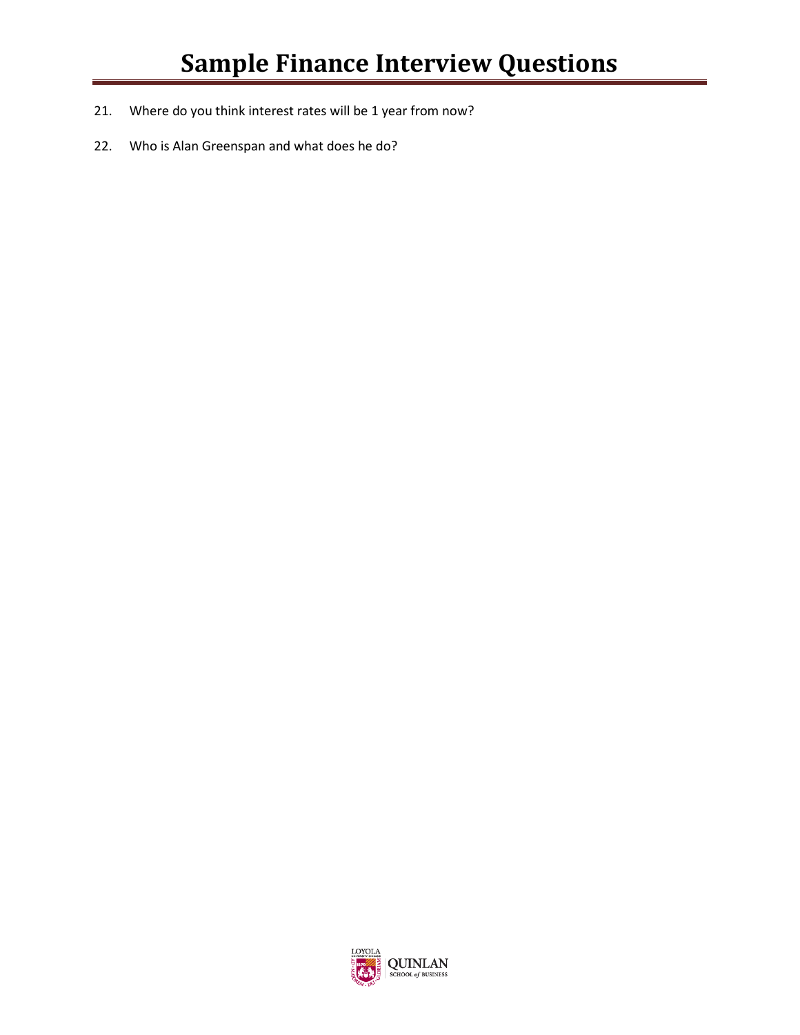# Sample Finance Interview Questions

21. Where do you think interest rates will be 1 year from now?

22. Who is Alan Greenspan and what does he do?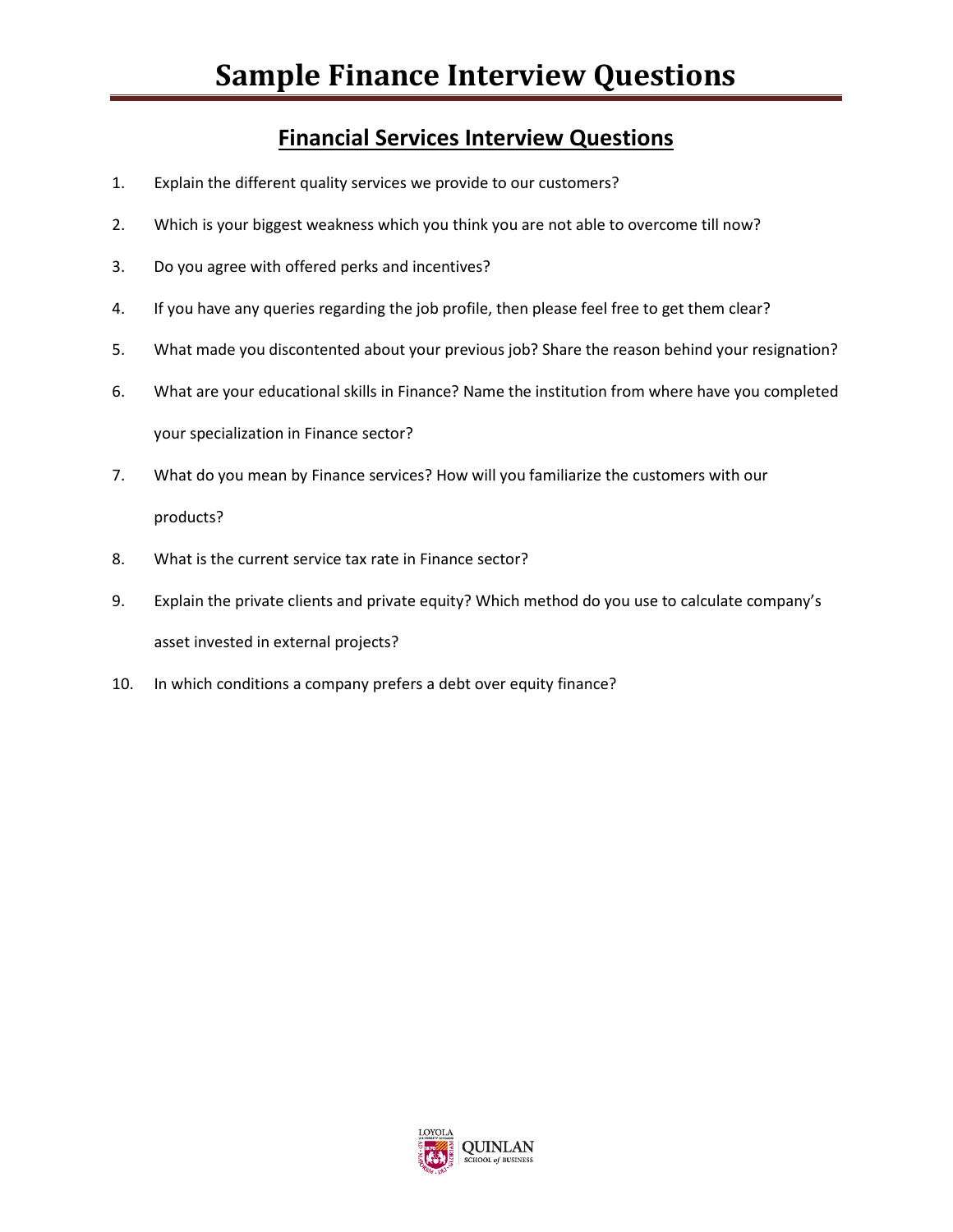# Sample Finance Interview Questions

## Financial Services Interview Questions

1. Explain the different quality services we provide to our customers?
2. Which is your biggest weakness which you think you are not able to overcome till now?
3. Do you agree with offered perks and incentives?
4. If you have any queries regarding the job profile, then please feel free to get them clear?
5. What made you discontented about your previous job? Share the reason behind your resignation?
6. What are your educational skills in Finance? Name the institution from where have you completed your specialization in Finance sector?
7. What do you mean by Finance services? How will you familiarize the customers with our products?
8. What is the current service tax rate in Finance sector?
9. Explain the private clients and private equity? Which method do you use to calculate company's asset invested in external projects?
10. In which conditions a company prefers a debt over equity finance?